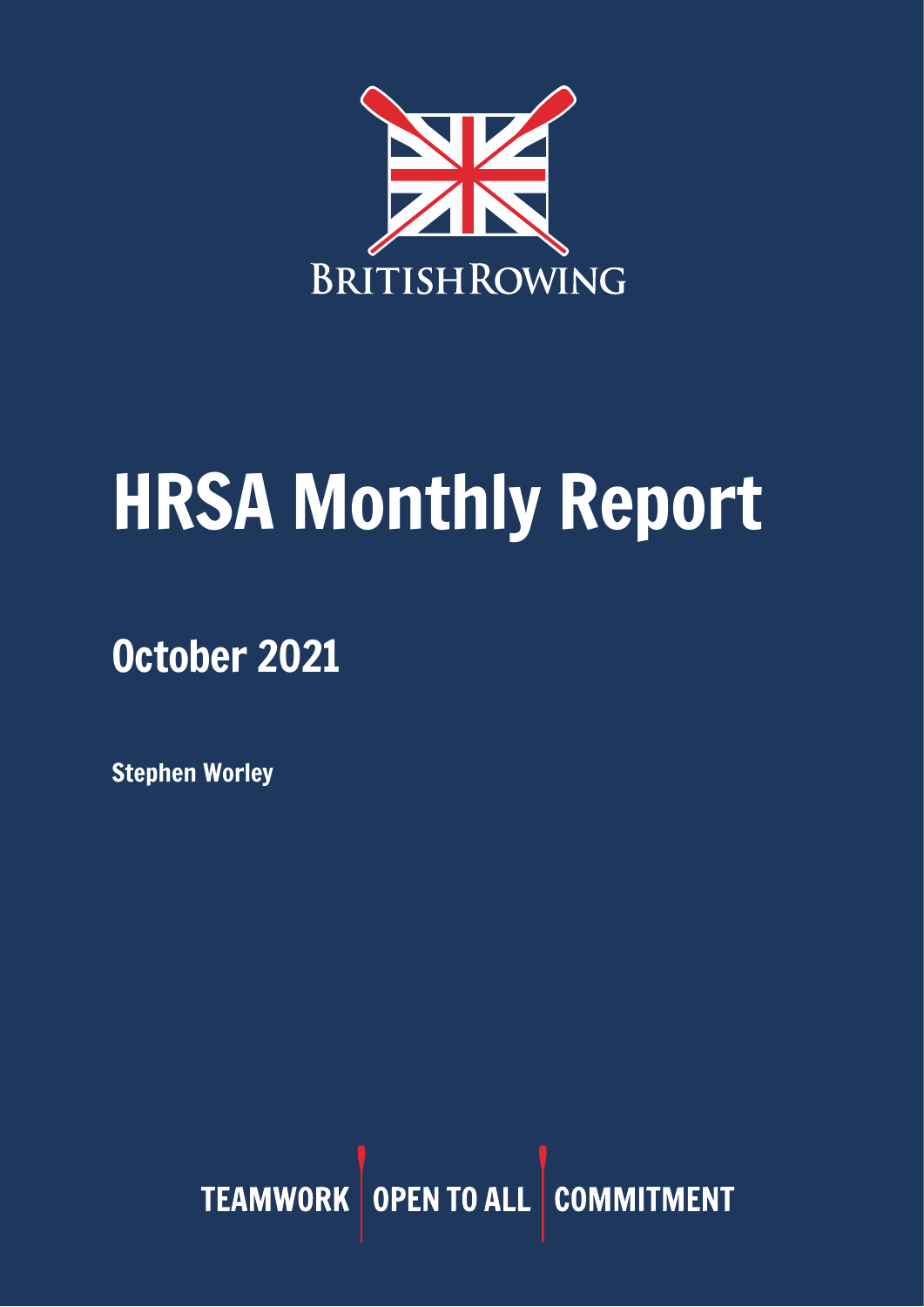BRITISHROWING

# HRSA Monthly Report

## October 2021

**Stephen Worley**

TEAMWORK | OPEN TO ALL | COMMITMENT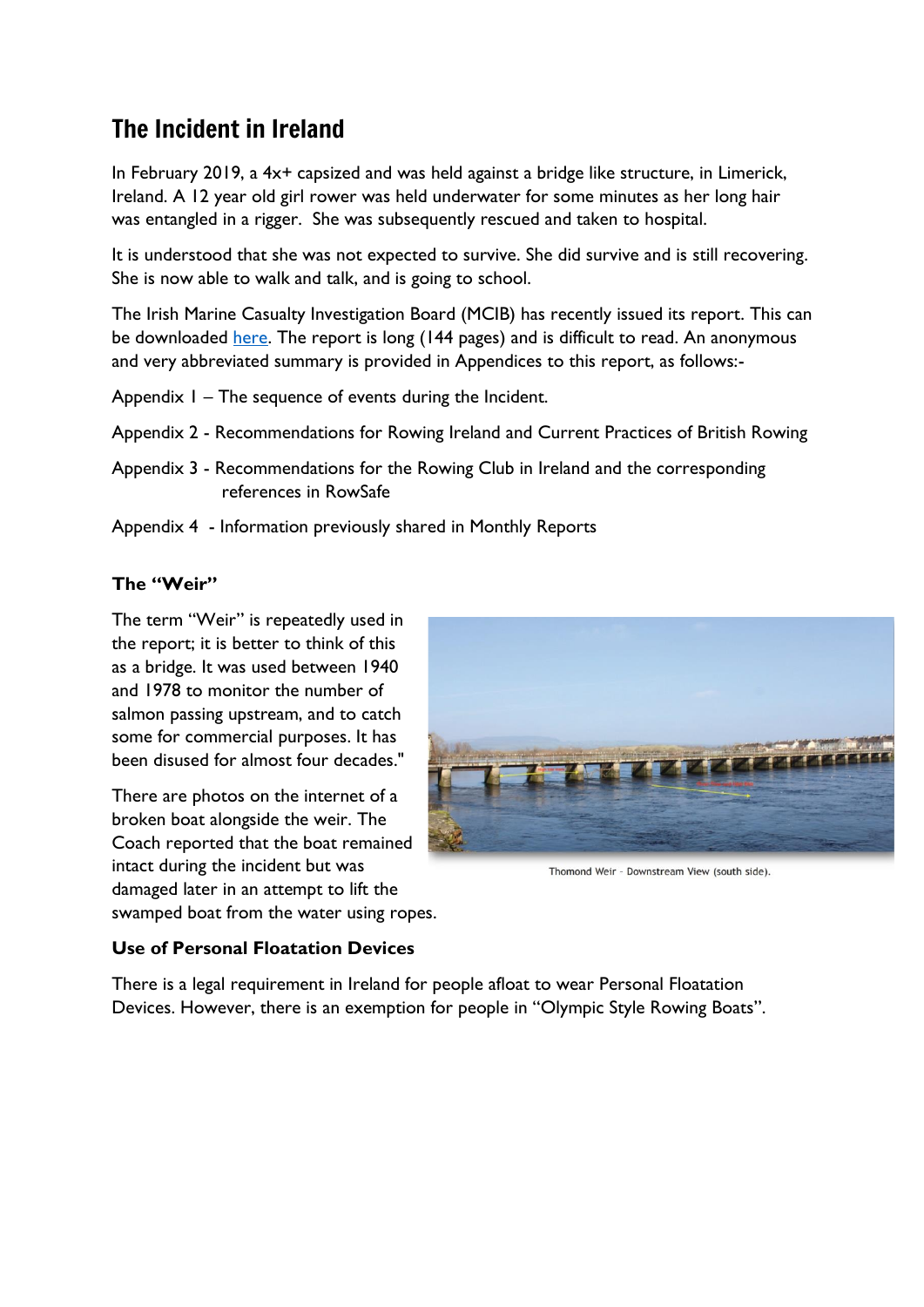# The Incident in Ireland

In February 2019, a 4x+ capsized and was held against a bridge like structure, in Limerick, Ireland. A 12 year old girl rower was held underwater for some minutes as her long hair was entangled in a rigger. She was subsequently rescued and taken to hospital.

It is understood that she was not expected to survive. She did survive and is still recovering. She is now able to walk and talk, and is going to school.

The Irish Marine Casualty Investigation Board (MCIB) has recently issued its report. This can be downloaded [here](). The report is long (144 pages) and is difficult to read. An anonymous and very abbreviated summary is provided in Appendices to this report, as follows:-

Appendix 1 – The sequence of events during the Incident.

Appendix 2 - Recommendations for Rowing Ireland and Current Practices of British Rowing

Appendix 3 - Recommendations for the Rowing Club in Ireland and the corresponding references in RowSafe

Appendix 4 - Information previously shared in Monthly Reports

**The "Weir"**

The term "Weir" is repeatedly used in the report; it is better to think of this as a bridge. It was used between 1940 and 1978 to monitor the number of salmon passing upstream, and to catch some for commercial purposes. It has been disused for almost four decades."

There are photos on the internet of a broken boat alongside the weir. The Coach reported that the boat remained intact during the incident but was damaged later in an attempt to lift the swamped boat from the water using ropes.

Thomond Weir - Downstream View (south side).

**Use of Personal Floatation Devices**

There is a legal requirement in Ireland for people afloat to wear Personal Floatation Devices. However, there is an exemption for people in "Olympic Style Rowing Boats".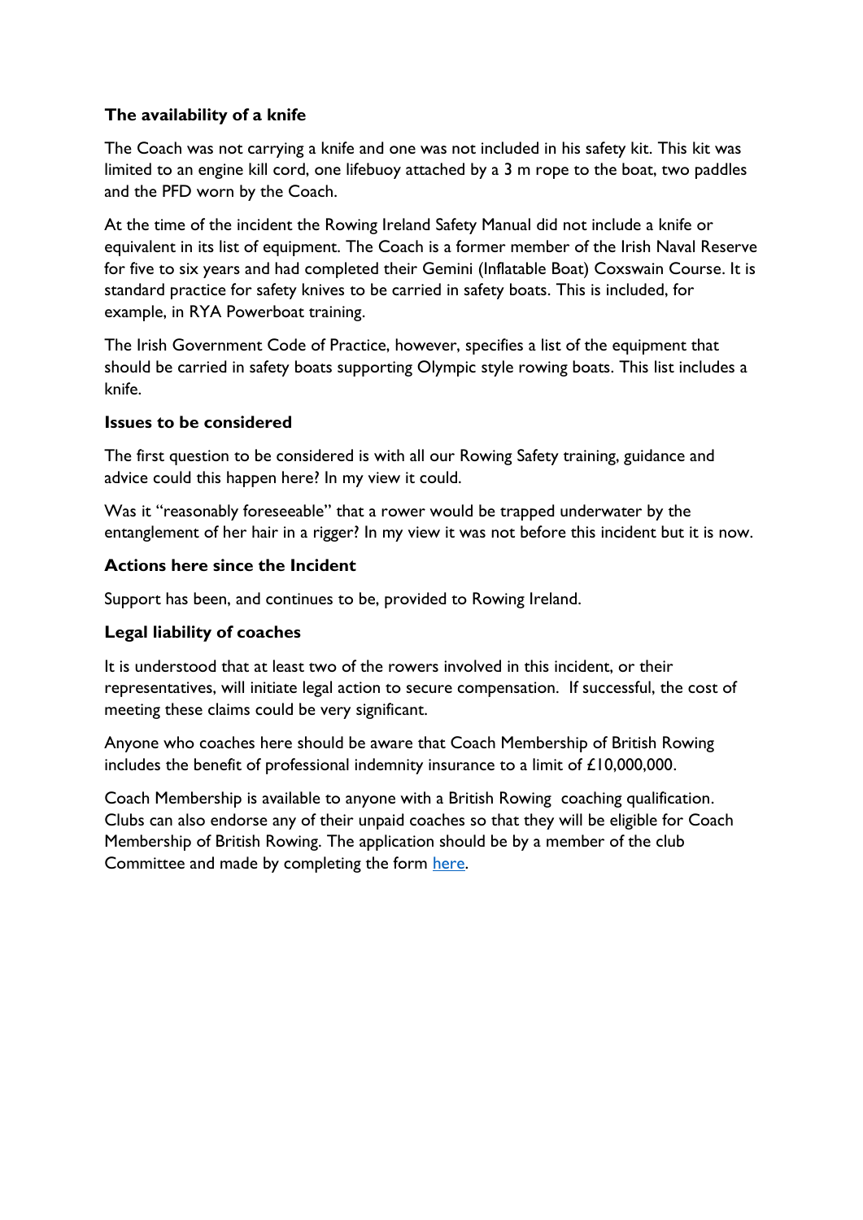**The availability of a knife**

The Coach was not carrying a knife and one was not included in his safety kit. This kit was limited to an engine kill cord, one lifebuoy attached by a 3 m rope to the boat, two paddles and the PFD worn by the Coach.

At the time of the incident the Rowing Ireland Safety Manual did not include a knife or equivalent in its list of equipment. The Coach is a former member of the Irish Naval Reserve for five to six years and had completed their Gemini (Inflatable Boat) Coxswain Course. It is standard practice for safety knives to be carried in safety boats. This is included, for example, in RYA Powerboat training.

The Irish Government Code of Practice, however, specifies a list of the equipment that should be carried in safety boats supporting Olympic style rowing boats. This list includes a knife.

**Issues to be considered**

The first question to be considered is with all our Rowing Safety training, guidance and advice could this happen here? In my view it could.

Was it "reasonably foreseeable" that a rower would be trapped underwater by the entanglement of her hair in a rigger? In my view it was not before this incident but it is now.

**Actions here since the Incident**

Support has been, and continues to be, provided to Rowing Ireland.

**Legal liability of coaches**

It is understood that at least two of the rowers involved in this incident, or their representatives, will initiate legal action to secure compensation. If successful, the cost of meeting these claims could be very significant.

Anyone who coaches here should be aware that Coach Membership of British Rowing includes the benefit of professional indemnity insurance to a limit of £10,000,000.

Coach Membership is available to anyone with a British Rowing coaching qualification. Clubs can also endorse any of their unpaid coaches so that they will be eligible for Coach Membership of British Rowing. The application should be by a member of the club Committee and made by completing the form here.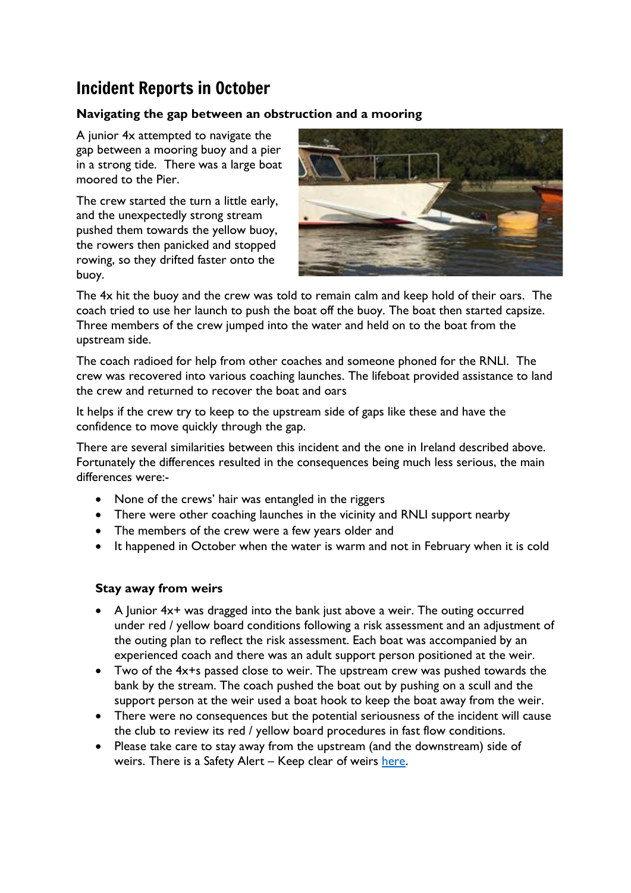# Incident Reports in October

**Navigating the gap between an obstruction and a mooring**

A junior 4x attempted to navigate the gap between a mooring buoy and a pier in a strong tide. There was a large boat moored to the Pier.

The crew started the turn a little early, and the unexpectedly strong stream pushed them towards the yellow buoy, the rowers then panicked and stopped rowing, so they drifted faster onto the buoy.

The 4x hit the buoy and the crew was told to remain calm and keep hold of their oars. The coach tried to use her launch to push the boat off the buoy. The boat then started capsize. Three members of the crew jumped into the water and held on to the boat from the upstream side.

The coach radioed for help from other coaches and someone phoned for the RNLI. The crew was recovered into various coaching launches. The lifeboat provided assistance to land the crew and returned to recover the boat and oars

It helps if the crew try to keep to the upstream side of gaps like these and have the confidence to move quickly through the gap.

There are several similarities between this incident and the one in Ireland described above. Fortunately the differences resulted in the consequences being much less serious, the main differences were:-

- None of the crews' hair was entangled in the riggers
- There were other coaching launches in the vicinity and RNLI support nearby
- The members of the crew were a few years older and
- It happened in October when the water is warm and not in February when it is cold

**Stay away from weirs**

- A Junior 4x+ was dragged into the bank just above a weir. The outing occurred under red / yellow board conditions following a risk assessment and an adjustment of the outing plan to reflect the risk assessment. Each boat was accompanied by an experienced coach and there was an adult support person positioned at the weir.
- Two of the 4x+s passed close to weir. The upstream crew was pushed towards the bank by the stream. The coach pushed the boat out by pushing on a scull and the support person at the weir used a boat hook to keep the boat away from the weir.
- There were no consequences but the potential seriousness of the incident will cause the club to review its red / yellow board procedures in fast flow conditions.
- Please take care to stay away from the upstream (and the downstream) side of weirs. There is a Safety Alert – Keep clear of weirs here.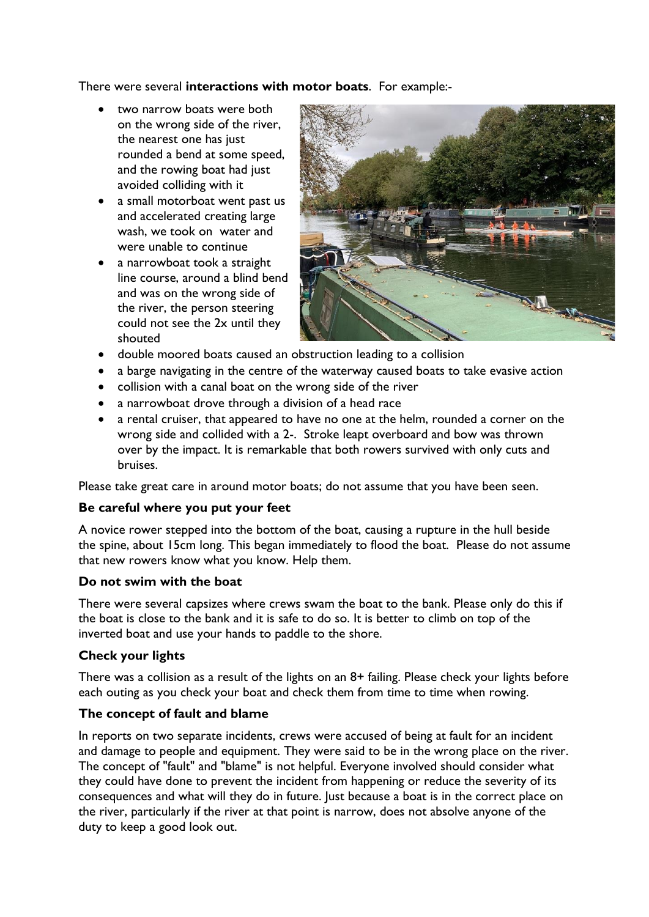There were several **interactions with motor boats**. For example:-

- two narrow boats were both on the wrong side of the river, the nearest one has just rounded a bend at some speed, and the rowing boat had just avoided colliding with it
- a small motorboat went past us and accelerated creating large wash, we took on water and were unable to continue
- a narrowboat took a straight line course, around a blind bend and was on the wrong side of the river, the person steering could not see the 2x until they shouted
- double moored boats caused an obstruction leading to a collision
- a barge navigating in the centre of the waterway caused boats to take evasive action
- collision with a canal boat on the wrong side of the river
- a narrowboat drove through a division of a head race
- a rental cruiser, that appeared to have no one at the helm, rounded a corner on the wrong side and collided with a 2-. Stroke leapt overboard and bow was thrown over by the impact. It is remarkable that both rowers survived with only cuts and bruises.

Please take great care in around motor boats; do not assume that you have been seen.

### Be careful where you put your feet

A novice rower stepped into the bottom of the boat, causing a rupture in the hull beside the spine, about 15cm long. This began immediately to flood the boat. Please do not assume that new rowers know what you know. Help them.

### Do not swim with the boat

There were several capsizes where crews swam the boat to the bank. Please only do this if the boat is close to the bank and it is safe to do so. It is better to climb on top of the inverted boat and use your hands to paddle to the shore.

### Check your lights

There was a collision as a result of the lights on an 8+ failing. Please check your lights before each outing as you check your boat and check them from time to time when rowing.

### The concept of fault and blame

In reports on two separate incidents, crews were accused of being at fault for an incident and damage to people and equipment. They were said to be in the wrong place on the river. The concept of "fault" and "blame" is not helpful. Everyone involved should consider what they could have done to prevent the incident from happening or reduce the severity of its consequences and what will they do in future. Just because a boat is in the correct place on the river, particularly if the river at that point is narrow, does not absolve anyone of the duty to keep a good look out.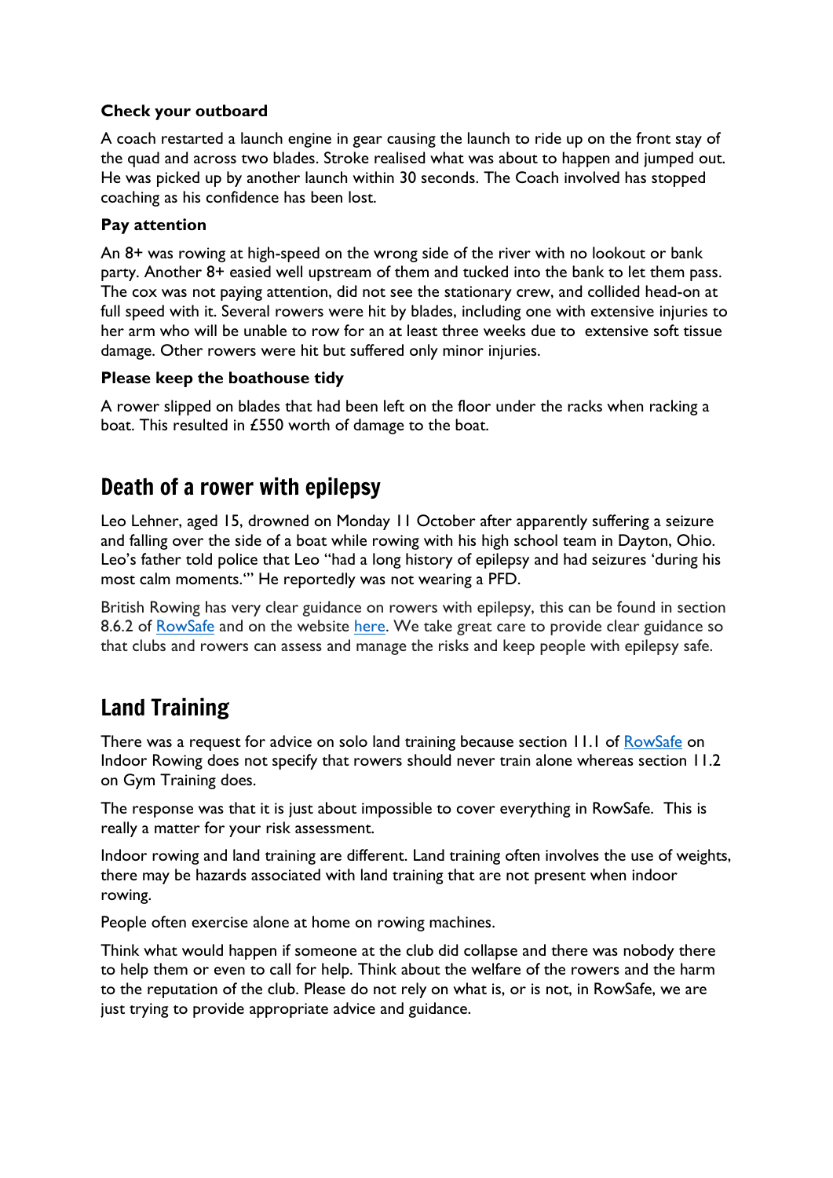**Check your outboard**

A coach restarted a launch engine in gear causing the launch to ride up on the front stay of the quad and across two blades. Stroke realised what was about to happen and jumped out. He was picked up by another launch within 30 seconds. The Coach involved has stopped coaching as his confidence has been lost.

**Pay attention**

An 8+ was rowing at high-speed on the wrong side of the river with no lookout or bank party. Another 8+ easied well upstream of them and tucked into the bank to let them pass. The cox was not paying attention, did not see the stationary crew, and collided head-on at full speed with it. Several rowers were hit by blades, including one with extensive injuries to her arm who will be unable to row for an at least three weeks due to extensive soft tissue damage. Other rowers were hit but suffered only minor injuries.

**Please keep the boathouse tidy**

A rower slipped on blades that had been left on the floor under the racks when racking a boat. This resulted in £550 worth of damage to the boat.

## Death of a rower with epilepsy

Leo Lehner, aged 15, drowned on Monday 11 October after apparently suffering a seizure and falling over the side of a boat while rowing with his high school team in Dayton, Ohio. Leo's father told police that Leo "had a long history of epilepsy and had seizures 'during his most calm moments.'" He reportedly was not wearing a PFD.

British Rowing has very clear guidance on rowers with epilepsy, this can be found in section 8.6.2 of RowSafe and on the website here. We take great care to provide clear guidance so that clubs and rowers can assess and manage the risks and keep people with epilepsy safe.

## Land Training

There was a request for advice on solo land training because section 11.1 of RowSafe on Indoor Rowing does not specify that rowers should never train alone whereas section 11.2 on Gym Training does.

The response was that it is just about impossible to cover everything in RowSafe. This is really a matter for your risk assessment.

Indoor rowing and land training are different. Land training often involves the use of weights, there may be hazards associated with land training that are not present when indoor rowing.

People often exercise alone at home on rowing machines.

Think what would happen if someone at the club did collapse and there was nobody there to help them or even to call for help. Think about the welfare of the rowers and the harm to the reputation of the club. Please do not rely on what is, or is not, in RowSafe, we are just trying to provide appropriate advice and guidance.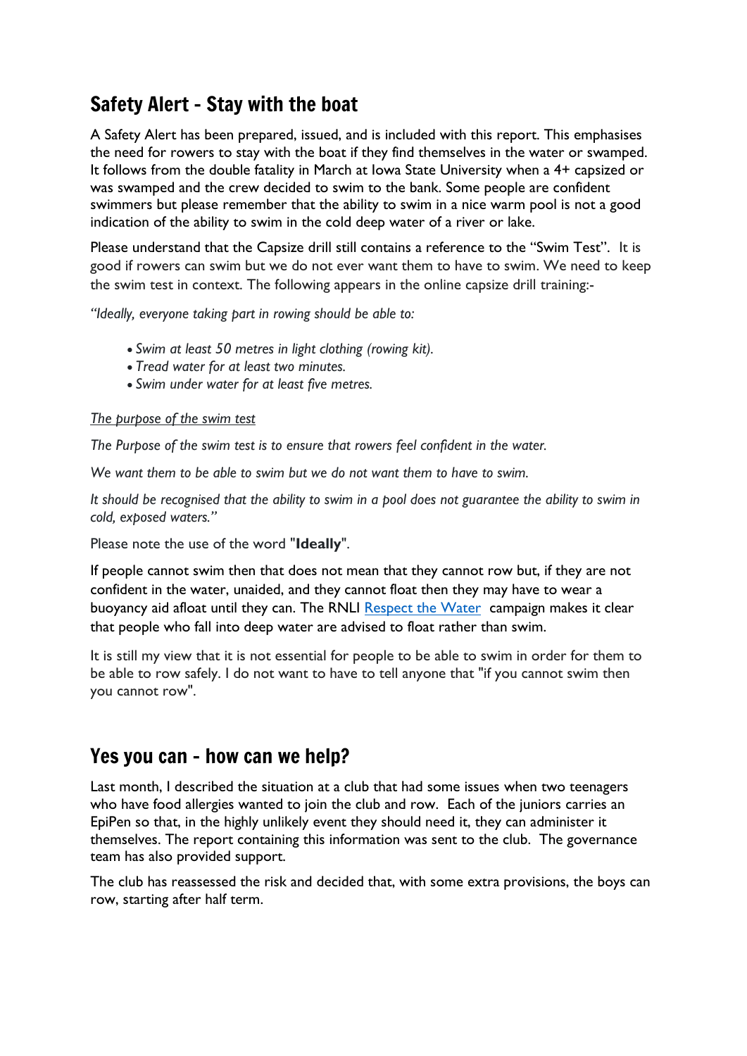## Safety Alert - Stay with the boat

A Safety Alert has been prepared, issued, and is included with this report. This emphasises the need for rowers to stay with the boat if they find themselves in the water or swamped. It follows from the double fatality in March at Iowa State University when a 4+ capsized or was swamped and the crew decided to swim to the bank. Some people are confident swimmers but please remember that the ability to swim in a nice warm pool is not a good indication of the ability to swim in the cold deep water of a river or lake.

Please understand that the Capsize drill still contains a reference to the "Swim Test". It is good if rowers can swim but we do not ever want them to have to swim. We need to keep the swim test in context. The following appears in the online capsize drill training:-

*"Ideally, everyone taking part in rowing should be able to:*

- *Swim at least 50 metres in light clothing (rowing kit).*
- *Tread water for at least two minutes.*
- *Swim under water for at least five metres.*

*The purpose of the swim test*

*The Purpose of the swim test is to ensure that rowers feel confident in the water.*

*We want them to be able to swim but we do not want them to have to swim.*

*It should be recognised that the ability to swim in a pool does not guarantee the ability to swim in cold, exposed waters."*

Please note the use of the word "**Ideally**".

If people cannot swim then that does not mean that they cannot row but, if they are not confident in the water, unaided, and they cannot float then they may have to wear a buoyancy aid afloat until they can. The RNLI Respect the Water campaign makes it clear that people who fall into deep water are advised to float rather than swim.

It is still my view that it is not essential for people to be able to swim in order for them to be able to row safely. I do not want to have to tell anyone that "if you cannot swim then you cannot row".

## Yes you can - how can we help?

Last month, I described the situation at a club that had some issues when two teenagers who have food allergies wanted to join the club and row. Each of the juniors carries an EpiPen so that, in the highly unlikely event they should need it, they can administer it themselves. The report containing this information was sent to the club. The governance team has also provided support.

The club has reassessed the risk and decided that, with some extra provisions, the boys can row, starting after half term.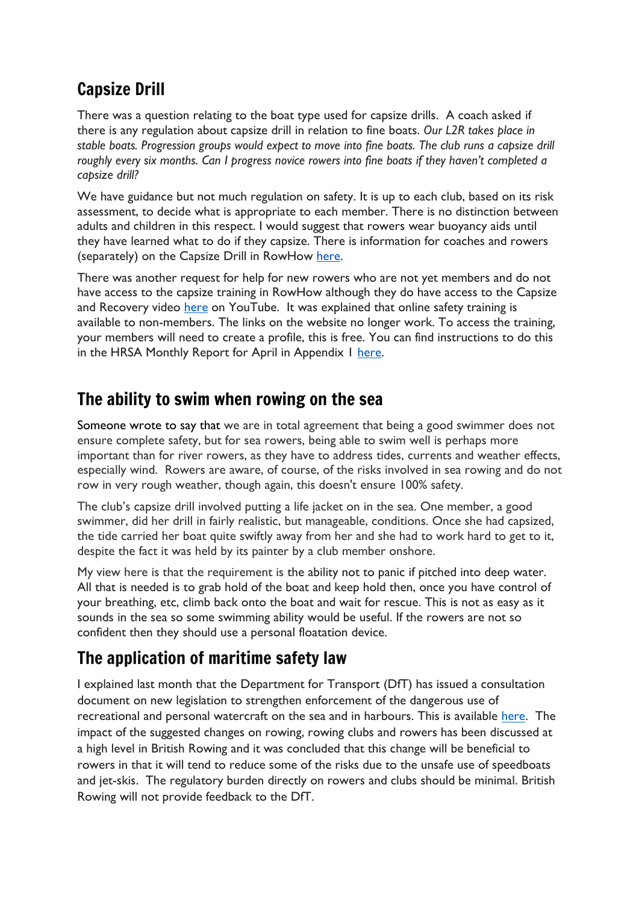## Capsize Drill

There was a question relating to the boat type used for capsize drills. A coach asked if there is any regulation about capsize drill in relation to fine boats. *Our L2R takes place in stable boats. Progression groups would expect to move into fine boats. The club runs a capsize drill roughly every six months. Can I progress novice rowers into fine boats if they haven't completed a capsize drill?*

We have guidance but not much regulation on safety. It is up to each club, based on its risk assessment, to decide what is appropriate to each member. There is no distinction between adults and children in this respect. I would suggest that rowers wear buoyancy aids until they have learned what to do if they capsize. There is information for coaches and rowers (separately) on the Capsize Drill in RowHow [here](#).

There was another request for help for new rowers who are not yet members and do not have access to the capsize training in RowHow although they do have access to the Capsize and Recovery video [here](#) on YouTube. It was explained that online safety training is available to non-members. The links on the website no longer work. To access the training, your members will need to create a profile, this is free. You can find instructions to do this in the HRSA Monthly Report for April in Appendix 1 [here](#).

## The ability to swim when rowing on the sea

Someone wrote to say that we are in total agreement that being a good swimmer does not ensure complete safety, but for sea rowers, being able to swim well is perhaps more important than for river rowers, as they have to address tides, currents and weather effects, especially wind. Rowers are aware, of course, of the risks involved in sea rowing and do not row in very rough weather, though again, this doesn't ensure 100% safety.

The club's capsize drill involved putting a life jacket on in the sea. One member, a good swimmer, did her drill in fairly realistic, but manageable, conditions. Once she had capsized, the tide carried her boat quite swiftly away from her and she had to work hard to get to it, despite the fact it was held by its painter by a club member onshore.

My view here is that the requirement is the ability not to panic if pitched into deep water. All that is needed is to grab hold of the boat and keep hold then, once you have control of your breathing, etc, climb back onto the boat and wait for rescue. This is not as easy as it sounds in the sea so some swimming ability would be useful. If the rowers are not so confident then they should use a personal floatation device.

## The application of maritime safety law

I explained last month that the Department for Transport (DfT) has issued a consultation document on new legislation to strengthen enforcement of the dangerous use of recreational and personal watercraft on the sea and in harbours. This is available [here](#). The impact of the suggested changes on rowing, rowing clubs and rowers has been discussed at a high level in British Rowing and it was concluded that this change will be beneficial to rowers in that it will tend to reduce some of the risks due to the unsafe use of speedboats and jet-skis. The regulatory burden directly on rowers and clubs should be minimal. British Rowing will not provide feedback to the DfT.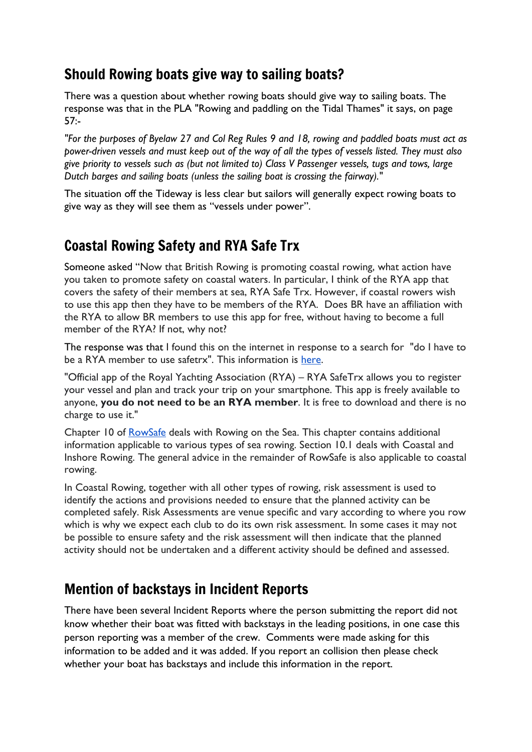## Should Rowing boats give way to sailing boats?

There was a question about whether rowing boats should give way to sailing boats. The response was that in the PLA "Rowing and paddling on the Tidal Thames" it says, on page 57:-

*"For the purposes of Byelaw 27 and Col Reg Rules 9 and 18, rowing and paddled boats must act as power-driven vessels and must keep out of the way of all the types of vessels listed. They must also give priority to vessels such as (but not limited to) Class V Passenger vessels, tugs and tows, large Dutch barges and sailing boats (unless the sailing boat is crossing the fairway)."*

The situation off the Tideway is less clear but sailors will generally expect rowing boats to give way as they will see them as "vessels under power".

## Coastal Rowing Safety and RYA Safe Trx

Someone asked "Now that British Rowing is promoting coastal rowing, what action have you taken to promote safety on coastal waters. In particular, I think of the RYA app that covers the safety of their members at sea, RYA Safe Trx. However, if coastal rowers wish to use this app then they have to be members of the RYA. Does BR have an affiliation with the RYA to allow BR members to use this app for free, without having to become a full member of the RYA? If not, why not?

The response was that I found this on the internet in response to a search for "do I have to be a RYA member to use safetrx". This information is [here](#).

"Official app of the Royal Yachting Association (RYA) – RYA SafeTrx allows you to register your vessel and plan and track your trip on your smartphone. This app is freely available to anyone, **you do not need to be an RYA member**. It is free to download and there is no charge to use it."

Chapter 10 of [RowSafe](#) deals with Rowing on the Sea. This chapter contains additional information applicable to various types of sea rowing. Section 10.1 deals with Coastal and Inshore Rowing. The general advice in the remainder of RowSafe is also applicable to coastal rowing.

In Coastal Rowing, together with all other types of rowing, risk assessment is used to identify the actions and provisions needed to ensure that the planned activity can be completed safely. Risk Assessments are venue specific and vary according to where you row which is why we expect each club to do its own risk assessment. In some cases it may not be possible to ensure safety and the risk assessment will then indicate that the planned activity should not be undertaken and a different activity should be defined and assessed.

## Mention of backstays in Incident Reports

There have been several Incident Reports where the person submitting the report did not know whether their boat was fitted with backstays in the leading positions, in one case this person reporting was a member of the crew. Comments were made asking for this information to be added and it was added. If you report an collision then please check whether your boat has backstays and include this information in the report.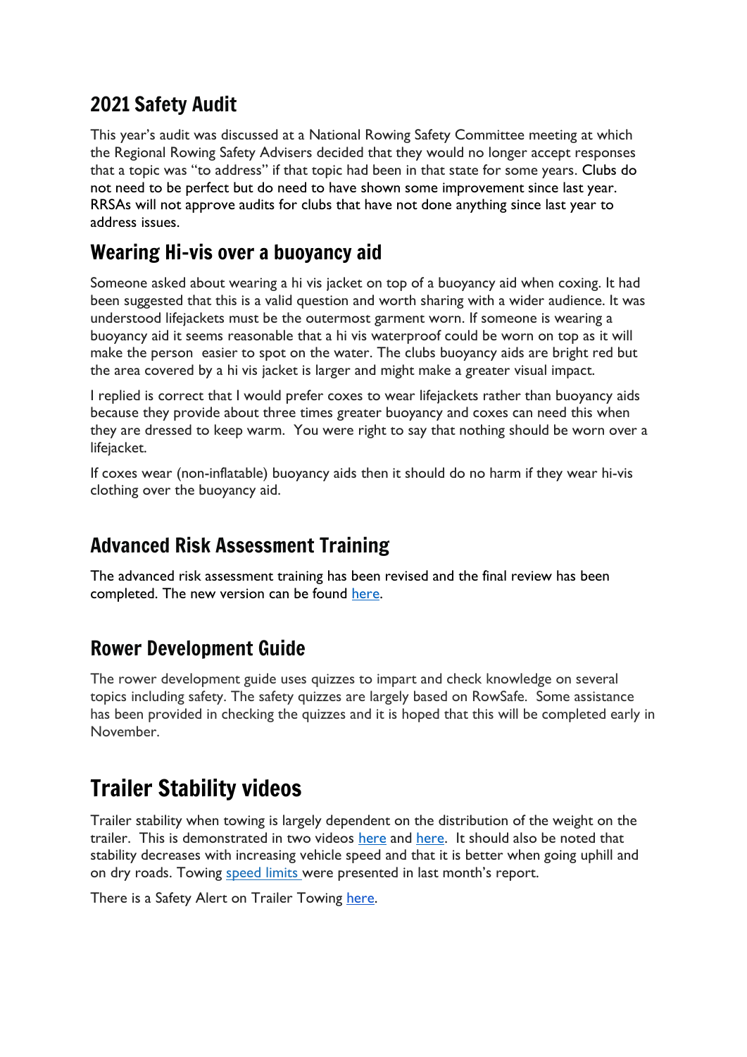## 2021 Safety Audit

This year's audit was discussed at a National Rowing Safety Committee meeting at which the Regional Rowing Safety Advisers decided that they would no longer accept responses that a topic was "to address" if that topic had been in that state for some years. Clubs do not need to be perfect but do need to have shown some improvement since last year. RRSAs will not approve audits for clubs that have not done anything since last year to address issues.

## Wearing Hi-vis over a buoyancy aid

Someone asked about wearing a hi vis jacket on top of a buoyancy aid when coxing. It had been suggested that this is a valid question and worth sharing with a wider audience. It was understood lifejackets must be the outermost garment worn. If someone is wearing a buoyancy aid it seems reasonable that a hi vis waterproof could be worn on top as it will make the person easier to spot on the water. The clubs buoyancy aids are bright red but the area covered by a hi vis jacket is larger and might make a greater visual impact.

I replied is correct that I would prefer coxes to wear lifejackets rather than buoyancy aids because they provide about three times greater buoyancy and coxes can need this when they are dressed to keep warm. You were right to say that nothing should be worn over a lifejacket.

If coxes wear (non-inflatable) buoyancy aids then it should do no harm if they wear hi-vis clothing over the buoyancy aid.

## Advanced Risk Assessment Training

The advanced risk assessment training has been revised and the final review has been completed. The new version can be found here.

## Rower Development Guide

The rower development guide uses quizzes to impart and check knowledge on several topics including safety. The safety quizzes are largely based on RowSafe. Some assistance has been provided in checking the quizzes and it is hoped that this will be completed early in November.

# Trailer Stability videos

Trailer stability when towing is largely dependent on the distribution of the weight on the trailer. This is demonstrated in two videos here and here. It should also be noted that stability decreases with increasing vehicle speed and that it is better when going uphill and on dry roads. Towing speed limits were presented in last month's report.

There is a Safety Alert on Trailer Towing here.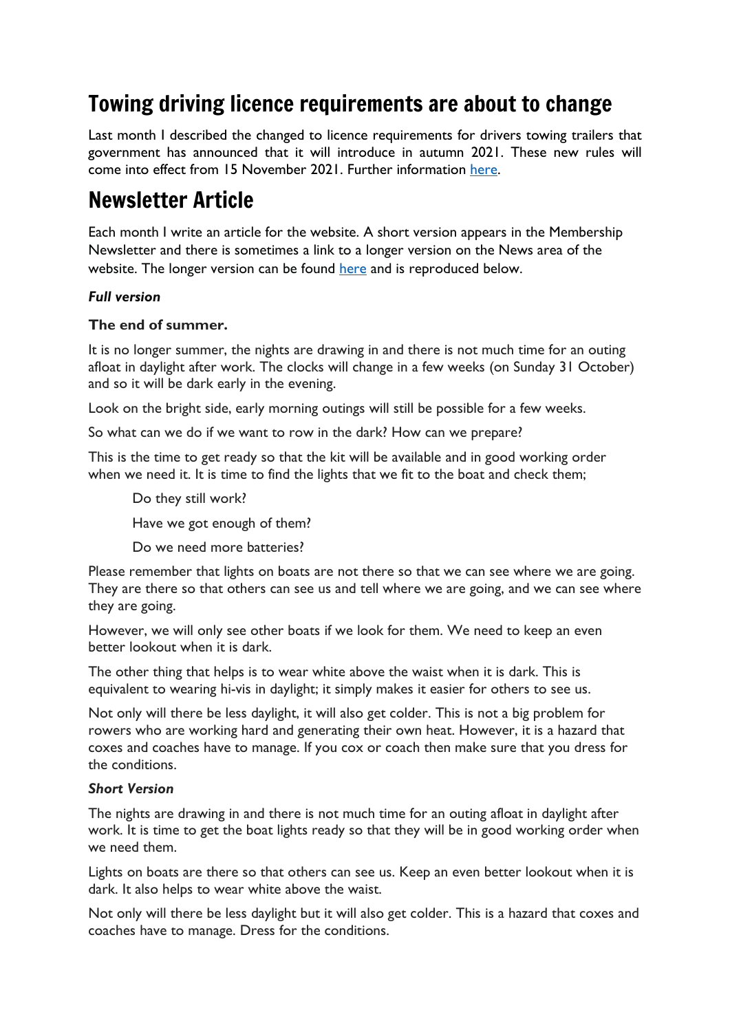# Towing driving licence requirements are about to change

Last month I described the changed to licence requirements for drivers towing trailers that government has announced that it will introduce in autumn 2021. These new rules will come into effect from 15 November 2021. Further information here.

# Newsletter Article

Each month I write an article for the website. A short version appears in the Membership Newsletter and there is sometimes a link to a longer version on the News area of the website. The longer version can be found here and is reproduced below.

***Full version***

**The end of summer.**

It is no longer summer, the nights are drawing in and there is not much time for an outing afloat in daylight after work. The clocks will change in a few weeks (on Sunday 31 October) and so it will be dark early in the evening.

Look on the bright side, early morning outings will still be possible for a few weeks.

So what can we do if we want to row in the dark? How can we prepare?

This is the time to get ready so that the kit will be available and in good working order when we need it. It is time to find the lights that we fit to the boat and check them;

> Do they still work?
>
> Have we got enough of them?
>
> Do we need more batteries?

Please remember that lights on boats are not there so that we can see where we are going. They are there so that others can see us and tell where we are going, and we can see where they are going.

However, we will only see other boats if we look for them. We need to keep an even better lookout when it is dark.

The other thing that helps is to wear white above the waist when it is dark. This is equivalent to wearing hi-vis in daylight; it simply makes it easier for others to see us.

Not only will there be less daylight, it will also get colder. This is not a big problem for rowers who are working hard and generating their own heat. However, it is a hazard that coxes and coaches have to manage. If you cox or coach then make sure that you dress for the conditions.

***Short Version***

The nights are drawing in and there is not much time for an outing afloat in daylight after work. It is time to get the boat lights ready so that they will be in good working order when we need them.

Lights on boats are there so that others can see us. Keep an even better lookout when it is dark. It also helps to wear white above the waist.

Not only will there be less daylight but it will also get colder. This is a hazard that coxes and coaches have to manage. Dress for the conditions.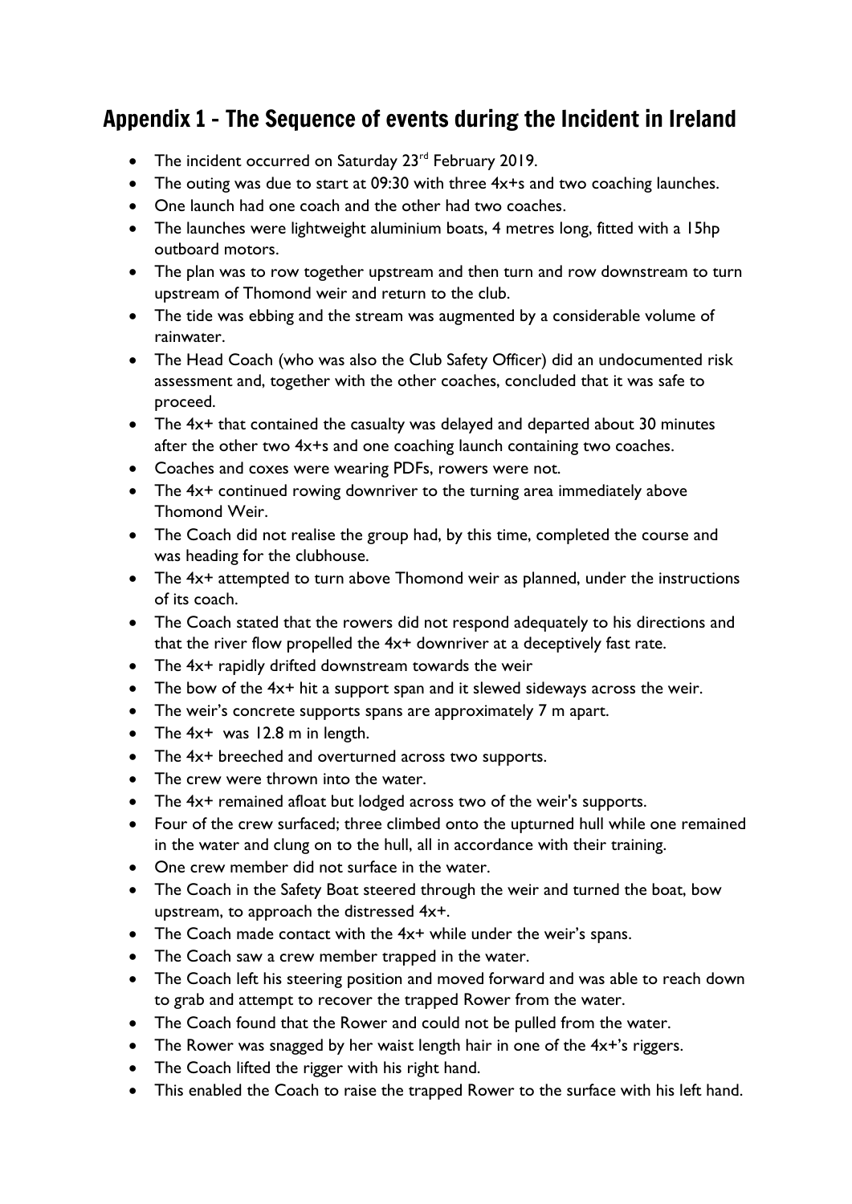## Appendix 1 - The Sequence of events during the Incident in Ireland

- The incident occurred on Saturday 23rd February 2019.
- The outing was due to start at 09:30 with three 4x+s and two coaching launches.
- One launch had one coach and the other had two coaches.
- The launches were lightweight aluminium boats, 4 metres long, fitted with a 15hp outboard motors.
- The plan was to row together upstream and then turn and row downstream to turn upstream of Thomond weir and return to the club.
- The tide was ebbing and the stream was augmented by a considerable volume of rainwater.
- The Head Coach (who was also the Club Safety Officer) did an undocumented risk assessment and, together with the other coaches, concluded that it was safe to proceed.
- The 4x+ that contained the casualty was delayed and departed about 30 minutes after the other two 4x+s and one coaching launch containing two coaches.
- Coaches and coxes were wearing PDFs, rowers were not.
- The 4x+ continued rowing downriver to the turning area immediately above Thomond Weir.
- The Coach did not realise the group had, by this time, completed the course and was heading for the clubhouse.
- The 4x+ attempted to turn above Thomond weir as planned, under the instructions of its coach.
- The Coach stated that the rowers did not respond adequately to his directions and that the river flow propelled the 4x+ downriver at a deceptively fast rate.
- The 4x+ rapidly drifted downstream towards the weir
- The bow of the 4x+ hit a support span and it slewed sideways across the weir.
- The weir's concrete supports spans are approximately 7 m apart.
- The 4x+ was 12.8 m in length.
- The 4x+ breeched and overturned across two supports.
- The crew were thrown into the water.
- The 4x+ remained afloat but lodged across two of the weir's supports.
- Four of the crew surfaced; three climbed onto the upturned hull while one remained in the water and clung on to the hull, all in accordance with their training.
- One crew member did not surface in the water.
- The Coach in the Safety Boat steered through the weir and turned the boat, bow upstream, to approach the distressed 4x+.
- The Coach made contact with the 4x+ while under the weir's spans.
- The Coach saw a crew member trapped in the water.
- The Coach left his steering position and moved forward and was able to reach down to grab and attempt to recover the trapped Rower from the water.
- The Coach found that the Rower and could not be pulled from the water.
- The Rower was snagged by her waist length hair in one of the 4x+'s riggers.
- The Coach lifted the rigger with his right hand.
- This enabled the Coach to raise the trapped Rower to the surface with his left hand.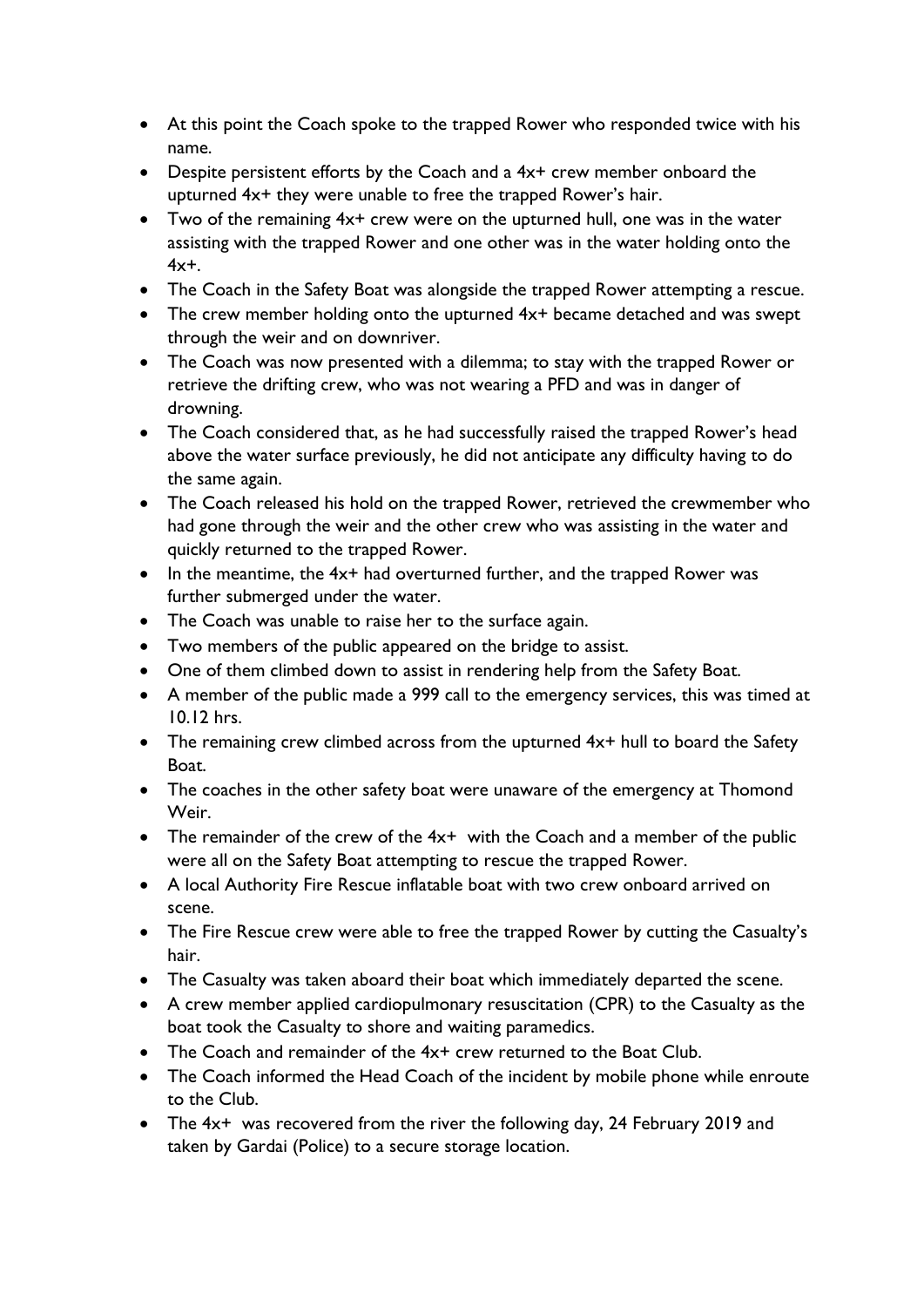- At this point the Coach spoke to the trapped Rower who responded twice with his name.
- Despite persistent efforts by the Coach and a 4x+ crew member onboard the upturned 4x+ they were unable to free the trapped Rower's hair.
- Two of the remaining 4x+ crew were on the upturned hull, one was in the water assisting with the trapped Rower and one other was in the water holding onto the 4x+.
- The Coach in the Safety Boat was alongside the trapped Rower attempting a rescue.
- The crew member holding onto the upturned 4x+ became detached and was swept through the weir and on downriver.
- The Coach was now presented with a dilemma; to stay with the trapped Rower or retrieve the drifting crew, who was not wearing a PFD and was in danger of drowning.
- The Coach considered that, as he had successfully raised the trapped Rower's head above the water surface previously, he did not anticipate any difficulty having to do the same again.
- The Coach released his hold on the trapped Rower, retrieved the crewmember who had gone through the weir and the other crew who was assisting in the water and quickly returned to the trapped Rower.
- In the meantime, the 4x+ had overturned further, and the trapped Rower was further submerged under the water.
- The Coach was unable to raise her to the surface again.
- Two members of the public appeared on the bridge to assist.
- One of them climbed down to assist in rendering help from the Safety Boat.
- A member of the public made a 999 call to the emergency services, this was timed at 10.12 hrs.
- The remaining crew climbed across from the upturned 4x+ hull to board the Safety Boat.
- The coaches in the other safety boat were unaware of the emergency at Thomond Weir.
- The remainder of the crew of the 4x+ with the Coach and a member of the public were all on the Safety Boat attempting to rescue the trapped Rower.
- A local Authority Fire Rescue inflatable boat with two crew onboard arrived on scene.
- The Fire Rescue crew were able to free the trapped Rower by cutting the Casualty's hair.
- The Casualty was taken aboard their boat which immediately departed the scene.
- A crew member applied cardiopulmonary resuscitation (CPR) to the Casualty as the boat took the Casualty to shore and waiting paramedics.
- The Coach and remainder of the 4x+ crew returned to the Boat Club.
- The Coach informed the Head Coach of the incident by mobile phone while enroute to the Club.
- The 4x+ was recovered from the river the following day, 24 February 2019 and taken by Gardai (Police) to a secure storage location.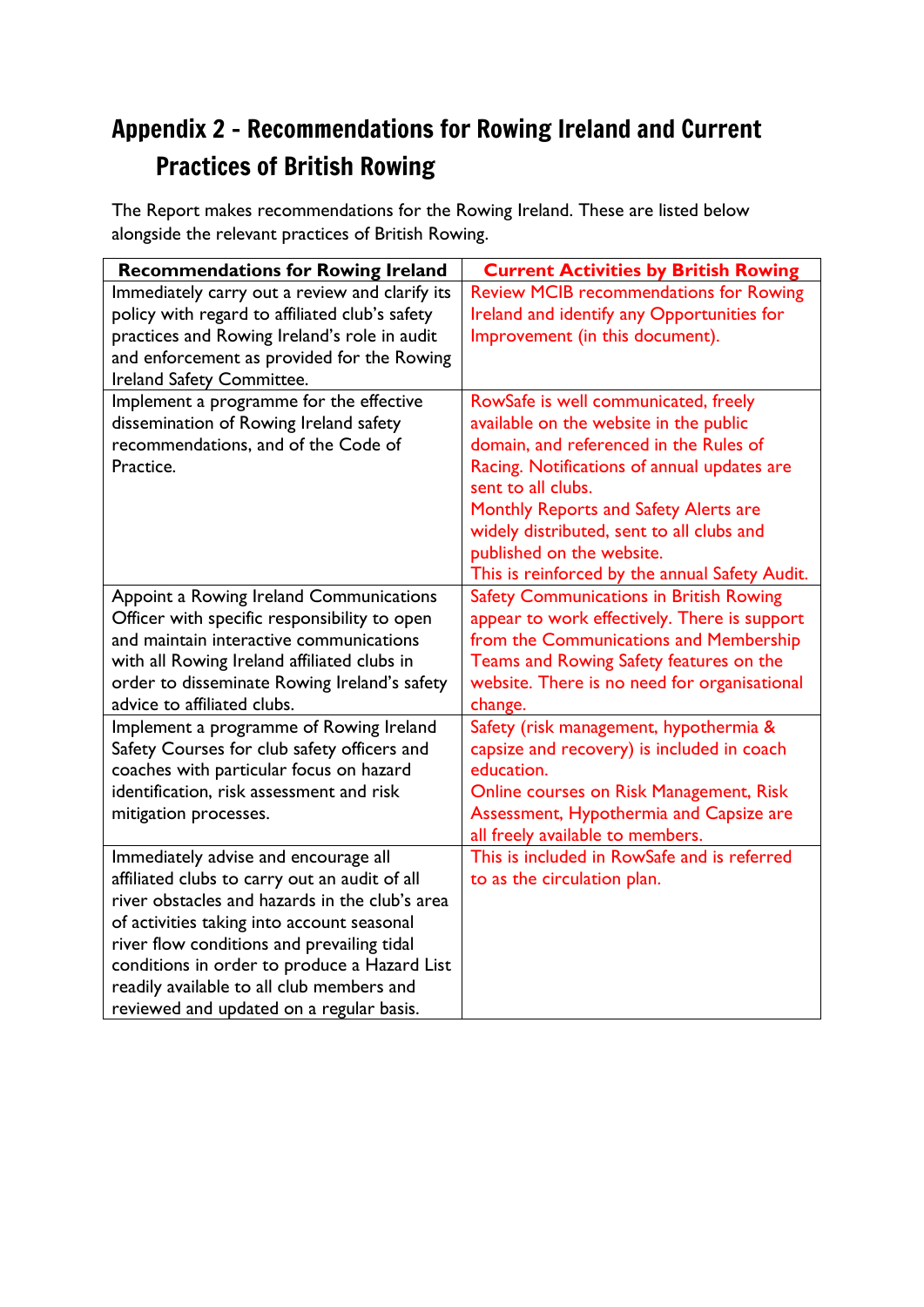## Appendix 2 - Recommendations for Rowing Ireland and Current Practices of British Rowing

The Report makes recommendations for the Rowing Ireland. These are listed below alongside the relevant practices of British Rowing.

| Recommendations for Rowing Ireland | Current Activities by British Rowing |
|---|---|
| Immediately carry out a review and clarify its policy with regard to affiliated club's safety practices and Rowing Ireland's role in audit and enforcement as provided for the Rowing Ireland Safety Committee. | Review MCIB recommendations for Rowing Ireland and identify any Opportunities for Improvement (in this document). |
| Implement a programme for the effective dissemination of Rowing Ireland safety recommendations, and of the Code of Practice. | RowSafe is well communicated, freely available on the website in the public domain, and referenced in the Rules of Racing. Notifications of annual updates are sent to all clubs.<br>Monthly Reports and Safety Alerts are widely distributed, sent to all clubs and published on the website.<br>This is reinforced by the annual Safety Audit. |
| Appoint a Rowing Ireland Communications Officer with specific responsibility to open and maintain interactive communications with all Rowing Ireland affiliated clubs in order to disseminate Rowing Ireland's safety advice to affiliated clubs. | Safety Communications in British Rowing appear to work effectively. There is support from the Communications and Membership Teams and Rowing Safety features on the website. There is no need for organisational change. |
| Implement a programme of Rowing Ireland Safety Courses for club safety officers and coaches with particular focus on hazard identification, risk assessment and risk mitigation processes. | Safety (risk management, hypothermia & capsize and recovery) is included in coach education.<br>Online courses on Risk Management, Risk Assessment, Hypothermia and Capsize are all freely available to members. |
| Immediately advise and encourage all affiliated clubs to carry out an audit of all river obstacles and hazards in the club's area of activities taking into account seasonal river flow conditions and prevailing tidal conditions in order to produce a Hazard List readily available to all club members and reviewed and updated on a regular basis. | This is included in RowSafe and is referred to as the circulation plan. |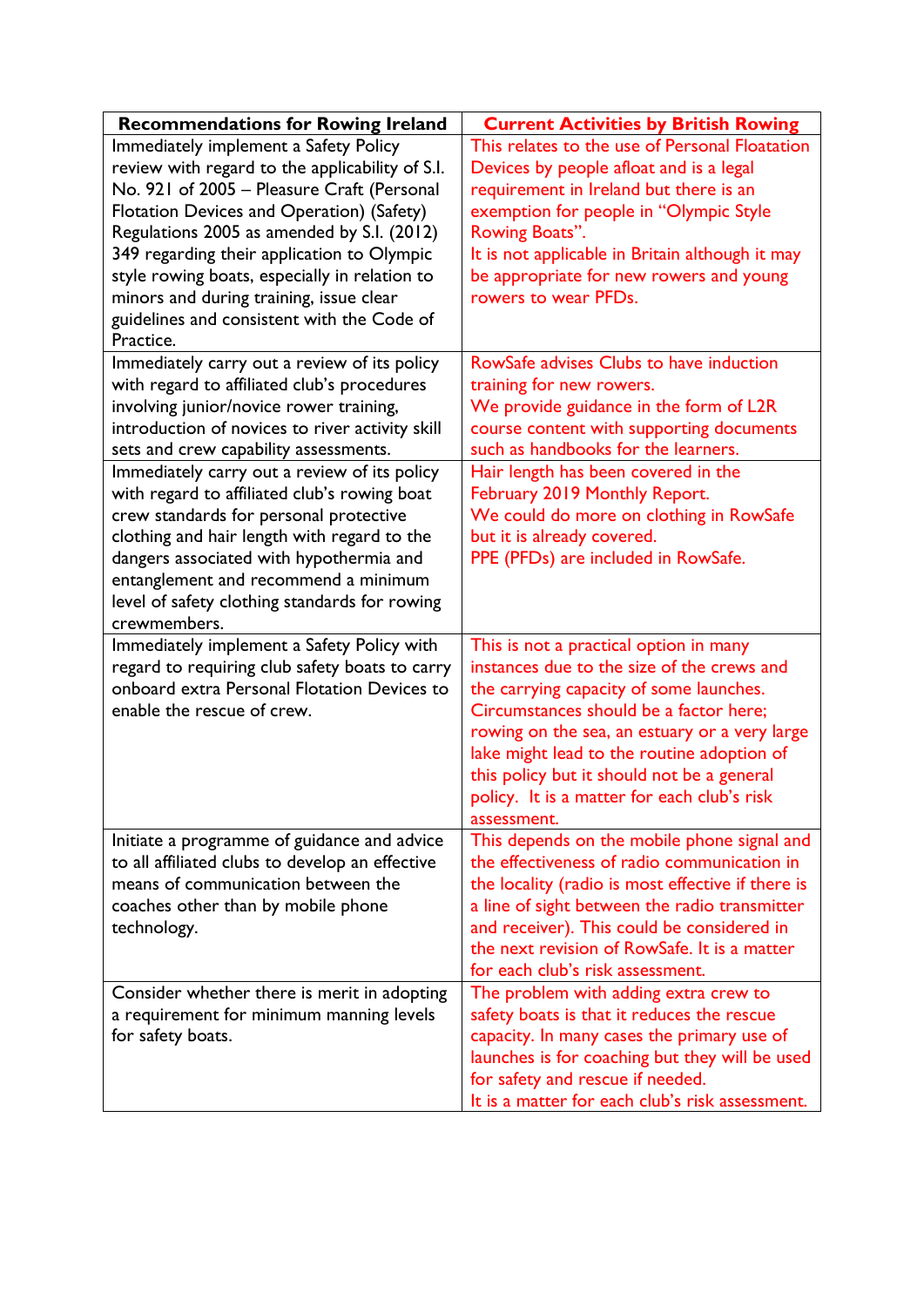| Recommendations for Rowing Ireland | Current Activities by British Rowing |
|---|---|
| Immediately implement a Safety Policy review with regard to the applicability of S.I. No. 921 of 2005 – Pleasure Craft (Personal Flotation Devices and Operation) (Safety) Regulations 2005 as amended by S.I. (2012) 349 regarding their application to Olympic style rowing boats, especially in relation to minors and during training, issue clear guidelines and consistent with the Code of Practice. | This relates to the use of Personal Floatation Devices by people afloat and is a legal requirement in Ireland but there is an exemption for people in "Olympic Style Rowing Boats".<br>It is not applicable in Britain although it may be appropriate for new rowers and young rowers to wear PFDs. |
| Immediately carry out a review of its policy with regard to affiliated club's procedures involving junior/novice rower training, introduction of novices to river activity skill sets and crew capability assessments. | RowSafe advises Clubs to have induction training for new rowers.<br>We provide guidance in the form of L2R course content with supporting documents such as handbooks for the learners. |
| Immediately carry out a review of its policy with regard to affiliated club's rowing boat crew standards for personal protective clothing and hair length with regard to the dangers associated with hypothermia and entanglement and recommend a minimum level of safety clothing standards for rowing crewmembers. | Hair length has been covered in the February 2019 Monthly Report.<br>We could do more on clothing in RowSafe but it is already covered.<br>PPE (PFDs) are included in RowSafe. |
| Immediately implement a Safety Policy with regard to requiring club safety boats to carry onboard extra Personal Flotation Devices to enable the rescue of crew. | This is not a practical option in many instances due to the size of the crews and the carrying capacity of some launches. Circumstances should be a factor here; rowing on the sea, an estuary or a very large lake might lead to the routine adoption of this policy but it should not be a general policy. It is a matter for each club's risk assessment. |
| Initiate a programme of guidance and advice to all affiliated clubs to develop an effective means of communication between the coaches other than by mobile phone technology. | This depends on the mobile phone signal and the effectiveness of radio communication in the locality (radio is most effective if there is a line of sight between the radio transmitter and receiver). This could be considered in the next revision of RowSafe. It is a matter for each club's risk assessment. |
| Consider whether there is merit in adopting a requirement for minimum manning levels for safety boats. | The problem with adding extra crew to safety boats is that it reduces the rescue capacity. In many cases the primary use of launches is for coaching but they will be used for safety and rescue if needed.<br>It is a matter for each club's risk assessment. |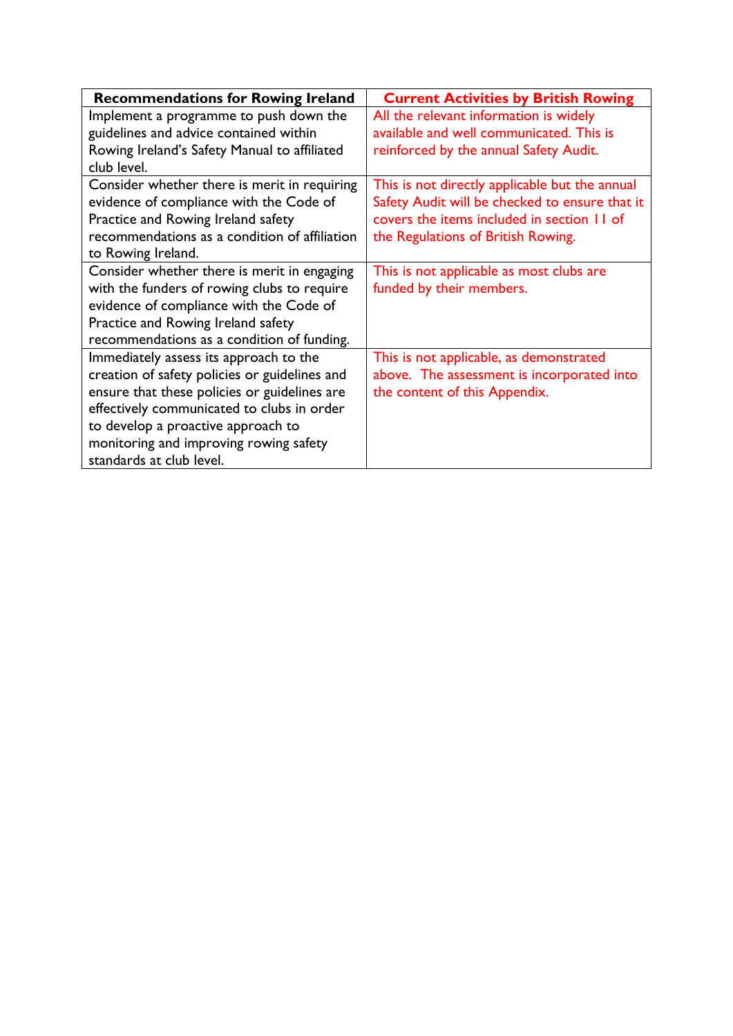| Recommendations for Rowing Ireland | Current Activities by British Rowing |
|---|---|
| Implement a programme to push down the guidelines and advice contained within Rowing Ireland's Safety Manual to affiliated club level. | All the relevant information is widely available and well communicated. This is reinforced by the annual Safety Audit. |
| Consider whether there is merit in requiring evidence of compliance with the Code of Practice and Rowing Ireland safety recommendations as a condition of affiliation to Rowing Ireland. | This is not directly applicable but the annual Safety Audit will be checked to ensure that it covers the items included in section 11 of the Regulations of British Rowing. |
| Consider whether there is merit in engaging with the funders of rowing clubs to require evidence of compliance with the Code of Practice and Rowing Ireland safety recommendations as a condition of funding. | This is not applicable as most clubs are funded by their members. |
| Immediately assess its approach to the creation of safety policies or guidelines and ensure that these policies or guidelines are effectively communicated to clubs in order to develop a proactive approach to monitoring and improving rowing safety standards at club level. | This is not applicable, as demonstrated above. The assessment is incorporated into the content of this Appendix. |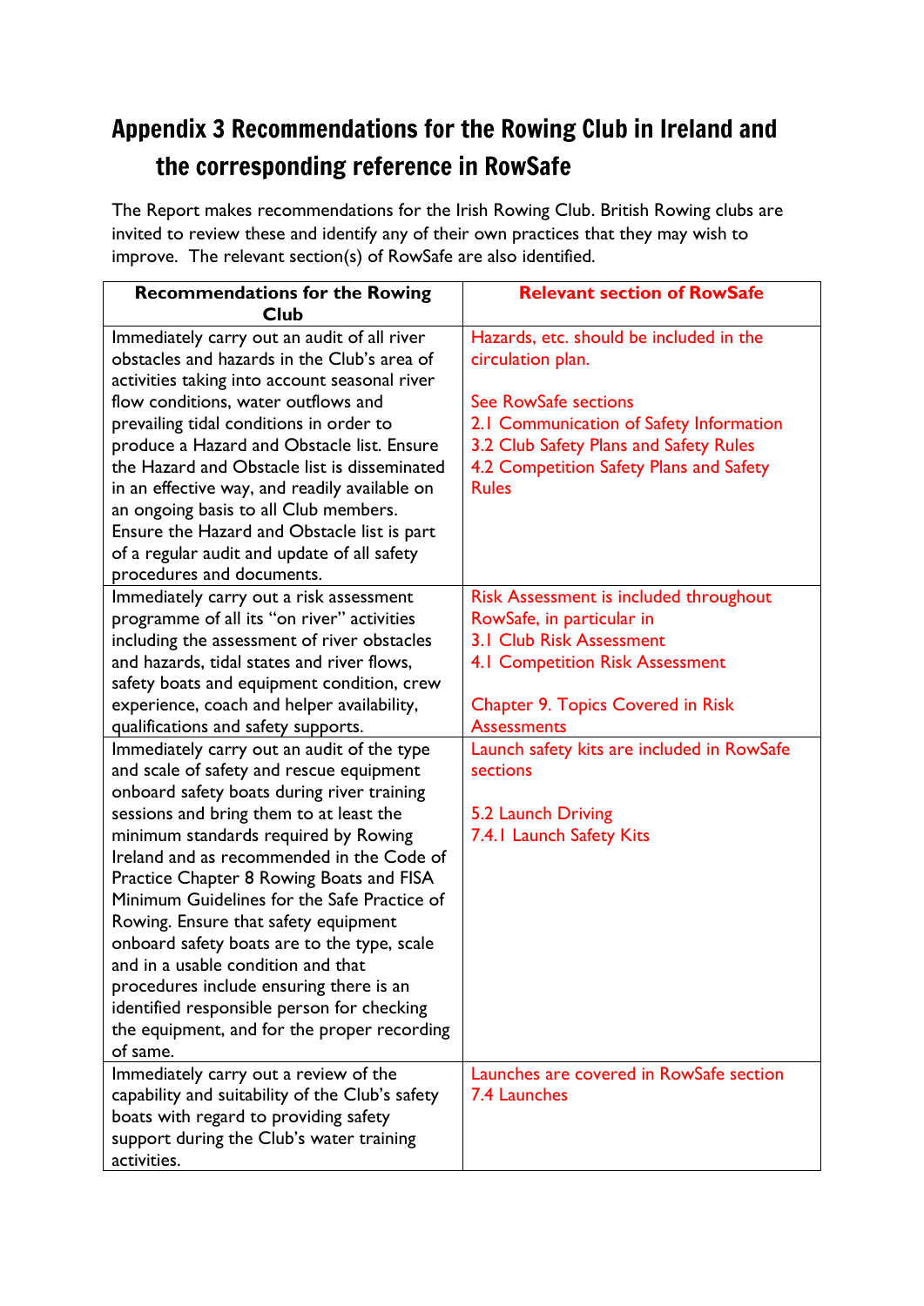# Appendix 3 Recommendations for the Rowing Club in Ireland and the corresponding reference in RowSafe

The Report makes recommendations for the Irish Rowing Club. British Rowing clubs are invited to review these and identify any of their own practices that they may wish to improve. The relevant section(s) of RowSafe are also identified.

| **Recommendations for the Rowing Club** | **Relevant section of RowSafe** |
|---|---|
| Immediately carry out an audit of all river obstacles and hazards in the Club's area of activities taking into account seasonal river flow conditions, water outflows and prevailing tidal conditions in order to produce a Hazard and Obstacle list. Ensure the Hazard and Obstacle list is disseminated in an effective way, and readily available on an ongoing basis to all Club members. Ensure the Hazard and Obstacle list is part of a regular audit and update of all safety procedures and documents. | Hazards, etc. should be included in the circulation plan.<br><br>See RowSafe sections<br>2.1 Communication of Safety Information<br>3.2 Club Safety Plans and Safety Rules<br>4.2 Competition Safety Plans and Safety Rules |
| Immediately carry out a risk assessment programme of all its "on river" activities including the assessment of river obstacles and hazards, tidal states and river flows, safety boats and equipment condition, crew experience, coach and helper availability, qualifications and safety supports. | Risk Assessment is included throughout RowSafe, in particular in<br>3.1 Club Risk Assessment<br>4.1 Competition Risk Assessment<br><br>Chapter 9. Topics Covered in Risk Assessments |
| Immediately carry out an audit of the type and scale of safety and rescue equipment onboard safety boats during river training sessions and bring them to at least the minimum standards required by Rowing Ireland and as recommended in the Code of Practice Chapter 8 Rowing Boats and FISA Minimum Guidelines for the Safe Practice of Rowing. Ensure that safety equipment onboard safety boats are to the type, scale and in a usable condition and that procedures include ensuring there is an identified responsible person for checking the equipment, and for the proper recording of same. | Launch safety kits are included in RowSafe sections<br><br>5.2 Launch Driving<br>7.4.1 Launch Safety Kits |
| Immediately carry out a review of the capability and suitability of the Club's safety boats with regard to providing safety support during the Club's water training activities. | Launches are covered in RowSafe section 7.4 Launches |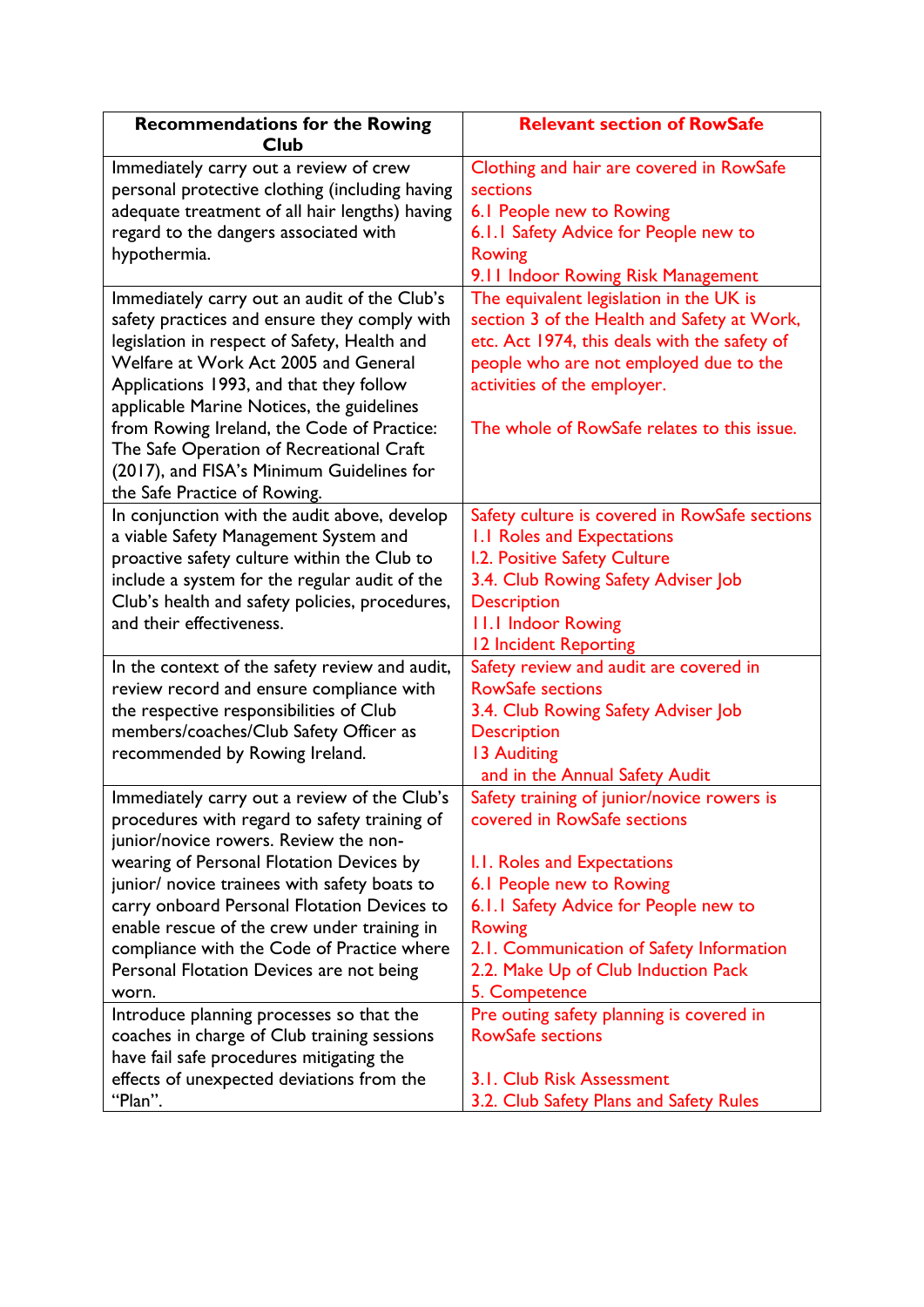| Recommendations for the Rowing Club | Relevant section of RowSafe |
|---|---|
| Immediately carry out a review of crew personal protective clothing (including having adequate treatment of all hair lengths) having regard to the dangers associated with hypothermia. | Clothing and hair are covered in RowSafe sections<br>6.1 People new to Rowing<br>6.1.1 Safety Advice for People new to Rowing<br>9.11 Indoor Rowing Risk Management |
| Immediately carry out an audit of the Club's safety practices and ensure they comply with legislation in respect of Safety, Health and Welfare at Work Act 2005 and General Applications 1993, and that they follow applicable Marine Notices, the guidelines from Rowing Ireland, the Code of Practice: The Safe Operation of Recreational Craft (2017), and FISA's Minimum Guidelines for the Safe Practice of Rowing. | The equivalent legislation in the UK is section 3 of the Health and Safety at Work, etc. Act 1974, this deals with the safety of people who are not employed due to the activities of the employer.<br><br>The whole of RowSafe relates to this issue. |
| In conjunction with the audit above, develop a viable Safety Management System and proactive safety culture within the Club to include a system for the regular audit of the Club's health and safety policies, procedures, and their effectiveness. | Safety culture is covered in RowSafe sections<br>1.1 Roles and Expectations<br>1.2. Positive Safety Culture<br>3.4. Club Rowing Safety Adviser Job Description<br>11.1 Indoor Rowing<br>12 Incident Reporting |
| In the context of the safety review and audit, review record and ensure compliance with the respective responsibilities of Club members/coaches/Club Safety Officer as recommended by Rowing Ireland. | Safety review and audit are covered in RowSafe sections<br>3.4. Club Rowing Safety Adviser Job Description<br>13 Auditing<br>and in the Annual Safety Audit |
| Immediately carry out a review of the Club's procedures with regard to safety training of junior/novice rowers. Review the non-wearing of Personal Flotation Devices by junior/ novice trainees with safety boats to carry onboard Personal Flotation Devices to enable rescue of the crew under training in compliance with the Code of Practice where Personal Flotation Devices are not being worn. | Safety training of junior/novice rowers is covered in RowSafe sections<br><br>1.1. Roles and Expectations<br>6.1 People new to Rowing<br>6.1.1 Safety Advice for People new to Rowing<br>2.1. Communication of Safety Information<br>2.2. Make Up of Club Induction Pack<br>5. Competence |
| Introduce planning processes so that the coaches in charge of Club training sessions have fail safe procedures mitigating the effects of unexpected deviations from the "Plan". | Pre outing safety planning is covered in RowSafe sections<br><br>3.1. Club Risk Assessment<br>3.2. Club Safety Plans and Safety Rules |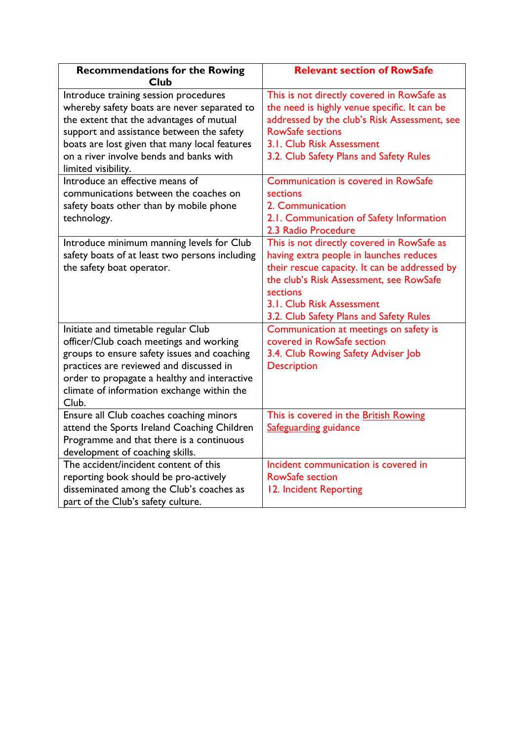| **Recommendations for the Rowing Club** | **Relevant section of RowSafe** |
|---|---|
| Introduce training session procedures whereby safety boats are never separated to the extent that the advantages of mutual support and assistance between the safety boats are lost given that many local features on a river involve bends and banks with limited visibility. | This is not directly covered in RowSafe as the need is highly venue specific. It can be addressed by the club's Risk Assessment, see RowSafe sections<br>3.1. Club Risk Assessment<br>3.2. Club Safety Plans and Safety Rules |
| Introduce an effective means of communications between the coaches on safety boats other than by mobile phone technology. | Communication is covered in RowSafe sections<br>2. Communication<br>2.1. Communication of Safety Information<br>2.3 Radio Procedure |
| Introduce minimum manning levels for Club safety boats of at least two persons including the safety boat operator. | This is not directly covered in RowSafe as having extra people in launches reduces their rescue capacity. It can be addressed by the club's Risk Assessment, see RowSafe sections<br>3.1. Club Risk Assessment<br>3.2. Club Safety Plans and Safety Rules |
| Initiate and timetable regular Club officer/Club coach meetings and working groups to ensure safety issues and coaching practices are reviewed and discussed in order to propagate a healthy and interactive climate of information exchange within the Club. | Communication at meetings on safety is covered in RowSafe section<br>3.4. Club Rowing Safety Adviser Job Description |
| Ensure all Club coaches coaching minors attend the Sports Ireland Coaching Children Programme and that there is a continuous development of coaching skills. | This is covered in the British Rowing Safeguarding guidance |
| The accident/incident content of this reporting book should be pro-actively disseminated among the Club's coaches as part of the Club's safety culture. | Incident communication is covered in RowSafe section<br>12. Incident Reporting |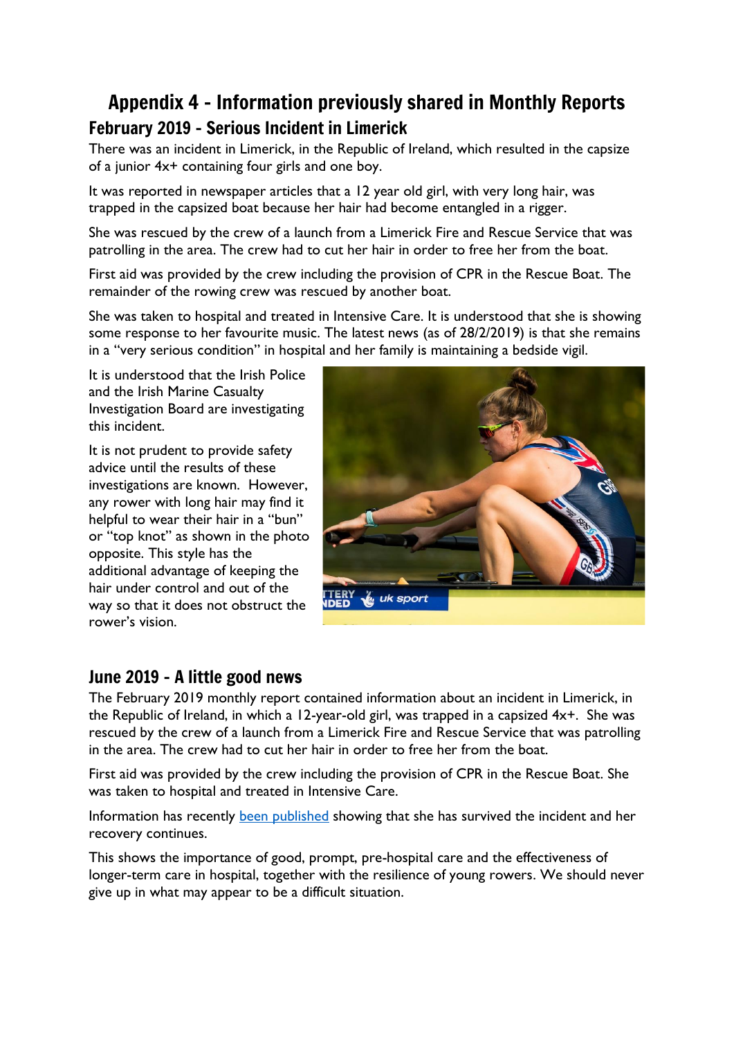# Appendix 4 - Information previously shared in Monthly Reports

## February 2019 - Serious Incident in Limerick

There was an incident in Limerick, in the Republic of Ireland, which resulted in the capsize of a junior 4x+ containing four girls and one boy.

It was reported in newspaper articles that a 12 year old girl, with very long hair, was trapped in the capsized boat because her hair had become entangled in a rigger.

She was rescued by the crew of a launch from a Limerick Fire and Rescue Service that was patrolling in the area. The crew had to cut her hair in order to free her from the boat.

First aid was provided by the crew including the provision of CPR in the Rescue Boat. The remainder of the rowing crew was rescued by another boat.

She was taken to hospital and treated in Intensive Care. It is understood that she is showing some response to her favourite music. The latest news (as of 28/2/2019) is that she remains in a "very serious condition" in hospital and her family is maintaining a bedside vigil.

It is understood that the Irish Police and the Irish Marine Casualty Investigation Board are investigating this incident.

It is not prudent to provide safety advice until the results of these investigations are known. However, any rower with long hair may find it helpful to wear their hair in a "bun" or "top knot" as shown in the photo opposite. This style has the additional advantage of keeping the hair under control and out of the way so that it does not obstruct the rower's vision.

## June 2019 - A little good news

The February 2019 monthly report contained information about an incident in Limerick, in the Republic of Ireland, in which a 12-year-old girl, was trapped in a capsized 4x+. She was rescued by the crew of a launch from a Limerick Fire and Rescue Service that was patrolling in the area. The crew had to cut her hair in order to free her from the boat.

First aid was provided by the crew including the provision of CPR in the Rescue Boat. She was taken to hospital and treated in Intensive Care.

Information has recently been published showing that she has survived the incident and her recovery continues.

This shows the importance of good, prompt, pre-hospital care and the effectiveness of longer-term care in hospital, together with the resilience of young rowers. We should never give up in what may appear to be a difficult situation.